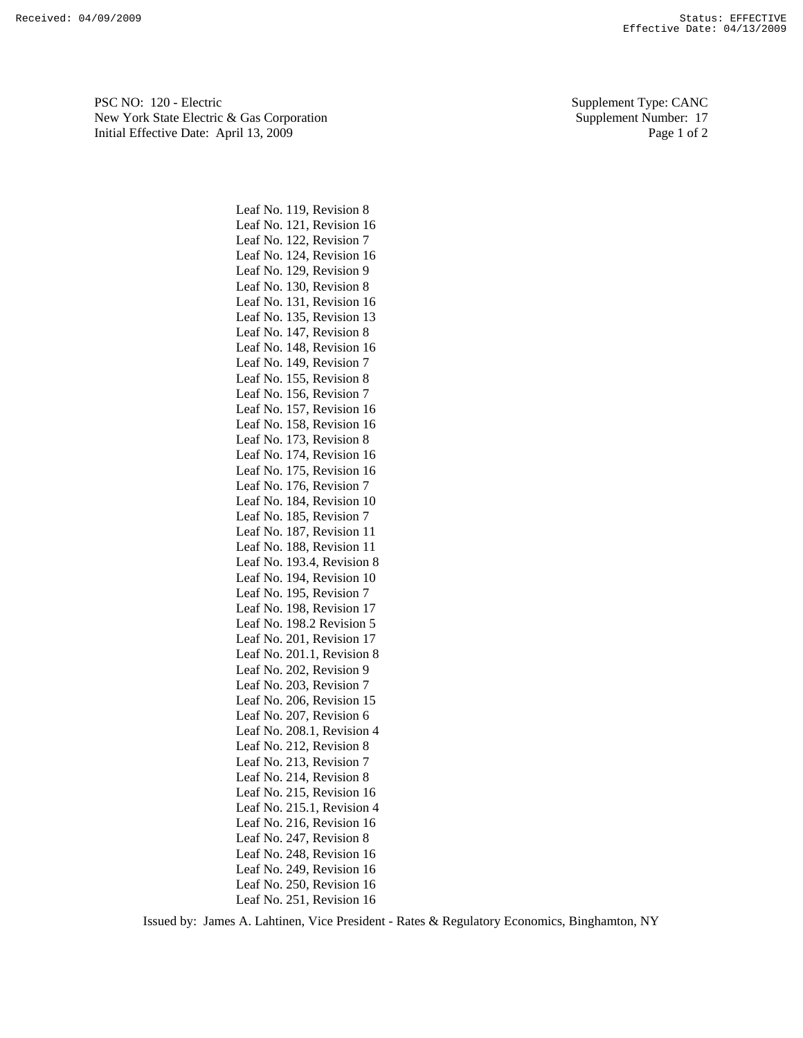PSC NO: 120 - Electric
New York State Electric & Gas Corporation
Initial Effective Date: April 13, 2009

Supplement Type: CANC
Supplement Number: 17

Leaf No. 119, Revision 8
Leaf No. 121, Revision 16
Leaf No. 122, Revision 7
Leaf No. 124, Revision 16
Leaf No. 129, Revision 9
Leaf No. 130, Revision 8
Leaf No. 131, Revision 16
Leaf No. 135, Revision 13
Leaf No. 147, Revision 8
Leaf No. 148, Revision 16
Leaf No. 149, Revision 7
Leaf No. 155, Revision 8
Leaf No. 156, Revision 7
Leaf No. 157, Revision 16
Leaf No. 158, Revision 16
Leaf No. 173, Revision 8
Leaf No. 174, Revision 16
Leaf No. 175, Revision 16
Leaf No. 176, Revision 7
Leaf No. 184, Revision 10
Leaf No. 185, Revision 7
Leaf No. 187, Revision 11
Leaf No. 188, Revision 11
Leaf No. 193.4, Revision 8
Leaf No. 194, Revision 10
Leaf No. 195, Revision 7
Leaf No. 198, Revision 17
Leaf No. 198.2 Revision 5
Leaf No. 201, Revision 17
Leaf No. 201.1, Revision 8
Leaf No. 202, Revision 9
Leaf No. 203, Revision 7
Leaf No. 206, Revision 15
Leaf No. 207, Revision 6
Leaf No. 208.1, Revision 4
Leaf No. 212, Revision 8
Leaf No. 213, Revision 7
Leaf No. 214, Revision 8
Leaf No. 215, Revision 16
Leaf No. 215.1, Revision 4
Leaf No. 216, Revision 16
Leaf No. 247, Revision 8
Leaf No. 248, Revision 16
Leaf No. 249, Revision 16
Leaf No. 250, Revision 16
Leaf No. 251, Revision 16

Issued by: James A. Lahtinen, Vice President - Rates & Regulatory Economics, Binghamton, NY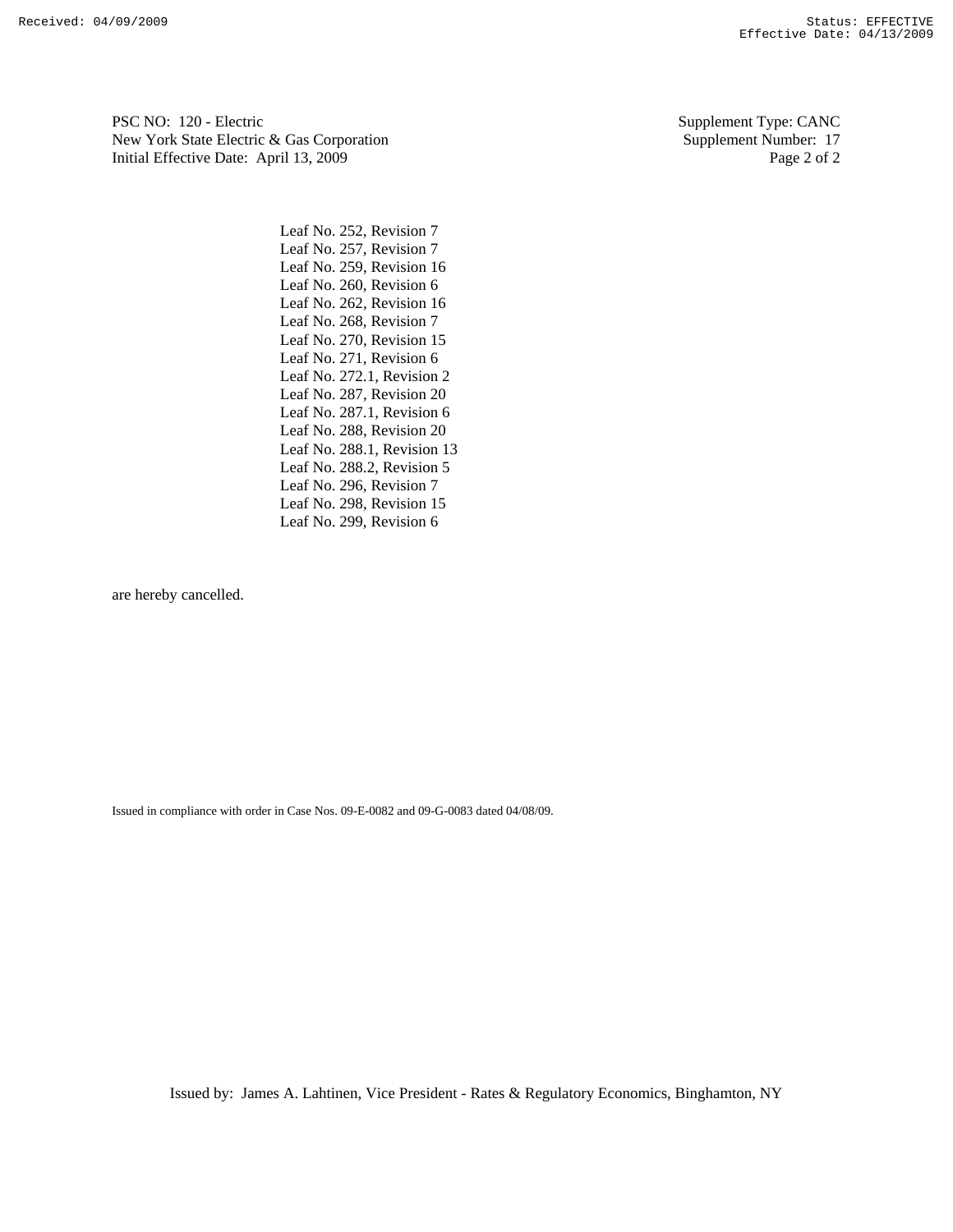PSC NO: 120 - Electric
New York State Electric & Gas Corporation
Initial Effective Date: April 13, 2009

Supplement Type: CANC
Supplement Number: 17

Leaf No. 252, Revision 7
Leaf No. 257, Revision 7
Leaf No. 259, Revision 16
Leaf No. 260, Revision 6
Leaf No. 262, Revision 16
Leaf No. 268, Revision 7
Leaf No. 270, Revision 15
Leaf No. 271, Revision 6
Leaf No. 272.1, Revision 2
Leaf No. 287, Revision 20
Leaf No. 287.1, Revision 6
Leaf No. 288, Revision 20
Leaf No. 288.1, Revision 13
Leaf No. 288.2, Revision 5
Leaf No. 296, Revision 7
Leaf No. 298, Revision 15
Leaf No. 299, Revision 6

are hereby cancelled.

Issued in compliance with order in Case Nos. 09-E-0082 and 09-G-0083 dated 04/08/09.

Issued by: James A. Lahtinen, Vice President - Rates & Regulatory Economics, Binghamton, NY